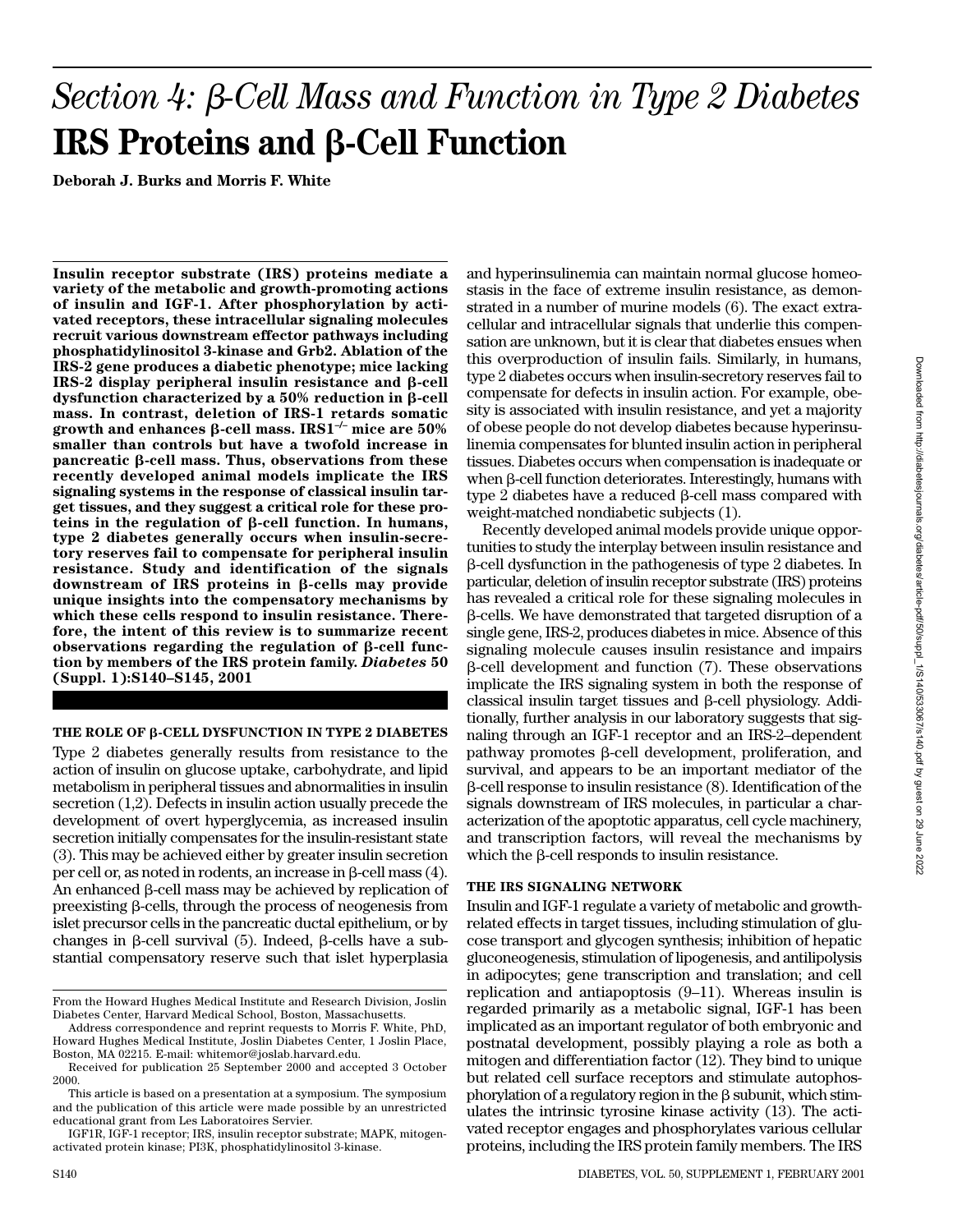# Section 4: β-Cell Mass and Function in Type 2 Diabetes

# IRS Proteins and β-Cell Function

**Deborah J. Burks and Morris F. White**

**Insulin receptor substrate (IRS) proteins mediate a variety of the metabolic and growth-promoting actions of insulin and IGF-1. After phosphorylation by activated receptors, these intracellular signaling molecules recruit various downstream effector pathways including phosphatidylinositol 3-kinase and Grb2. Ablation of the IRS-2 gene produces a diabetic phenotype; mice lacking IRS-2 display peripheral insulin resistance and β-cell dysfunction characterized by a 50% reduction in β-cell mass. In contrast, deletion of IRS-1 retards somatic growth and enhances β-cell mass. IRS1$^{-/-}$ mice are 50% smaller than controls but have a twofold increase in pancreatic β-cell mass. Thus, observations from these recently developed animal models implicate the IRS signaling systems in the response of classical insulin target tissues, and they suggest a critical role for these proteins in the regulation of β-cell function. In humans, type 2 diabetes generally occurs when insulin-secretory reserves fail to compensate for peripheral insulin resistance. Study and identification of the signals downstream of IRS proteins in β-cells may provide unique insights into the compensatory mechanisms by which these cells respond to insulin resistance. Therefore, the intent of this review is to summarize recent observations regarding the regulation of β-cell function by members of the IRS protein family.** ***Diabetes*** **50 (Suppl. 1):S140–S145, 2001**

## THE ROLE OF β-CELL DYSFUNCTION IN TYPE 2 DIABETES

Type 2 diabetes generally results from resistance to the action of insulin on glucose uptake, carbohydrate, and lipid metabolism in peripheral tissues and abnormalities in insulin secretion (1,2). Defects in insulin action usually precede the development of overt hyperglycemia, as increased insulin secretion initially compensates for the insulin-resistant state (3). This may be achieved either by greater insulin secretion per cell or, as noted in rodents, an increase in β-cell mass (4). An enhanced β-cell mass may be achieved by replication of preexisting β-cells, through the process of neogenesis from islet precursor cells in the pancreatic ductal epithelium, or by changes in β-cell survival (5). Indeed, β-cells have a substantial compensatory reserve such that islet hyperplasia and hyperinsulinemia can maintain normal glucose homeostasis in the face of extreme insulin resistance, as demonstrated in a number of murine models (6). The exact extracellular and intracellular signals that underlie this compensation are unknown, but it is clear that diabetes ensues when this overproduction of insulin fails. Similarly, in humans, type 2 diabetes occurs when insulin-secretory reserves fail to compensate for defects in insulin action. For example, obesity is associated with insulin resistance, and yet a majority of obese people do not develop diabetes because hyperinsulinemia compensates for blunted insulin action in peripheral tissues. Diabetes occurs when compensation is inadequate or when β-cell function deteriorates. Interestingly, humans with type 2 diabetes have a reduced β-cell mass compared with weight-matched nondiabetic subjects (1).

Recently developed animal models provide unique opportunities to study the interplay between insulin resistance and β-cell dysfunction in the pathogenesis of type 2 diabetes. In particular, deletion of insulin receptor substrate (IRS) proteins has revealed a critical role for these signaling molecules in β-cells. We have demonstrated that targeted disruption of a single gene, IRS-2, produces diabetes in mice. Absence of this signaling molecule causes insulin resistance and impairs β-cell development and function (7). These observations implicate the IRS signaling system in both the response of classical insulin target tissues and β-cell physiology. Additionally, further analysis in our laboratory suggests that signaling through an IGF-1 receptor and an IRS-2–dependent pathway promotes β-cell development, proliferation, and survival, and appears to be an important mediator of the β-cell response to insulin resistance (8). Identification of the signals downstream of IRS molecules, in particular a characterization of the apoptotic apparatus, cell cycle machinery, and transcription factors, will reveal the mechanisms by which the β-cell responds to insulin resistance.

## THE IRS SIGNALING NETWORK

Insulin and IGF-1 regulate a variety of metabolic and growth-related effects in target tissues, including stimulation of glucose transport and glycogen synthesis; inhibition of hepatic gluconeogenesis, stimulation of lipogenesis, and antilipolysis in adipocytes; gene transcription and translation; and cell replication and antiapoptosis (9–11). Whereas insulin is regarded primarily as a metabolic signal, IGF-1 has been implicated as an important regulator of both embryonic and postnatal development, possibly playing a role as both a mitogen and differentiation factor (12). They bind to unique but related cell surface receptors and stimulate autophosphorylation of a regulatory region in the β subunit, which stimulates the intrinsic tyrosine kinase activity (13). The activated receptor engages and phosphorylates various cellular proteins, including the IRS protein family members. The IRS

From the Howard Hughes Medical Institute and Research Division, Joslin Diabetes Center, Harvard Medical School, Boston, Massachusetts.

Address correspondence and reprint requests to Morris F. White, PhD, Howard Hughes Medical Institute, Joslin Diabetes Center, 1 Joslin Place, Boston, MA 02215. E-mail: whitemor@joslab.harvard.edu.

Received for publication 25 September 2000 and accepted 3 October 2000.

This article is based on a presentation at a symposium. The symposium and the publication of this article were made possible by an unrestricted educational grant from Les Laboratoires Servier.

IGF1R, IGF-1 receptor; IRS, insulin receptor substrate; MAPK, mitogen-activated protein kinase; PI3K, phosphatidylinositol 3-kinase.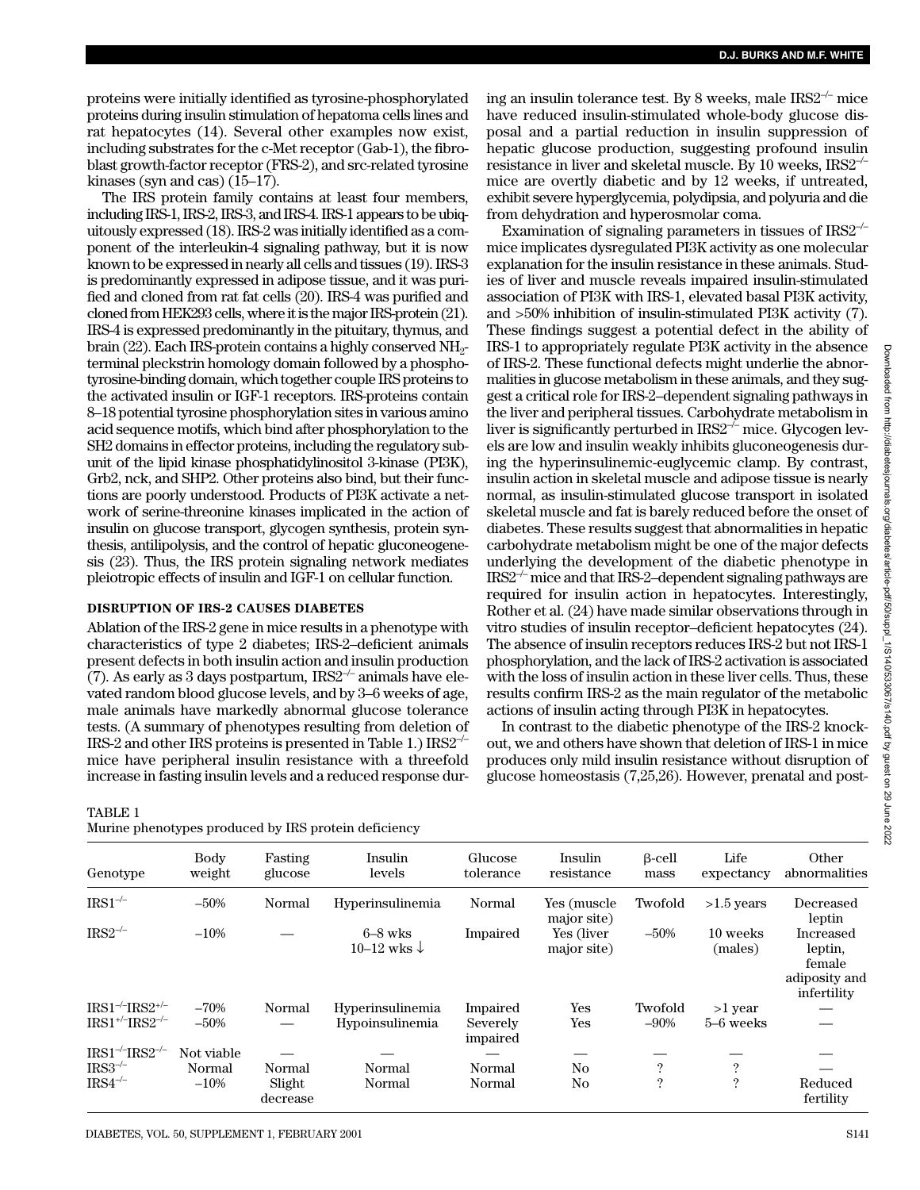proteins were initially identified as tyrosine-phosphorylated proteins during insulin stimulation of hepatoma cells lines and rat hepatocytes (14). Several other examples now exist, including substrates for the c-Met receptor (Gab-1), the fibroblast growth-factor receptor (FRS-2), and src-related tyrosine kinases (syn and cas) (15–17).

The IRS protein family contains at least four members, including IRS-1, IRS-2, IRS-3, and IRS-4. IRS-1 appears to be ubiquitously expressed (18). IRS-2 was initially identified as a component of the interleukin-4 signaling pathway, but it is now known to be expressed in nearly all cells and tissues (19). IRS-3 is predominantly expressed in adipose tissue, and it was purified and cloned from rat fat cells (20). IRS-4 was purified and cloned from HEK293 cells, where it is the major IRS-protein (21). IRS-4 is expressed predominantly in the pituitary, thymus, and brain (22). Each IRS-protein contains a highly conserved $NH_2$-terminal pleckstrin homology domain followed by a phosphotyrosine-binding domain, which together couple IRS proteins to the activated insulin or IGF-1 receptors. IRS-proteins contain 8–18 potential tyrosine phosphorylation sites in various amino acid sequence motifs, which bind after phosphorylation to the SH2 domains in effector proteins, including the regulatory subunit of the lipid kinase phosphatidylinositol 3-kinase (PI3K), Grb2, nck, and SHP2. Other proteins also bind, but their functions are poorly understood. Products of PI3K activate a network of serine-threonine kinases implicated in the action of insulin on glucose transport, glycogen synthesis, protein synthesis, antilipolysis, and the control of hepatic gluconeogenesis (23). Thus, the IRS protein signaling network mediates pleiotropic effects of insulin and IGF-1 on cellular function.

## DISRUPTION OF IRS-2 CAUSES DIABETES

Ablation of the IRS-2 gene in mice results in a phenotype with characteristics of type 2 diabetes; IRS-2–deficient animals present defects in both insulin action and insulin production (7). As early as 3 days postpartum, $IRS2^{-/-}$ animals have elevated random blood glucose levels, and by 3–6 weeks of age, male animals have markedly abnormal glucose tolerance tests. (A summary of phenotypes resulting from deletion of IRS-2 and other IRS proteins is presented in Table 1.) $IRS2^{-/-}$ mice have peripheral insulin resistance with a threefold increase in fasting insulin levels and a reduced response during an insulin tolerance test. By 8 weeks, male $IRS2^{-/-}$ mice have reduced insulin-stimulated whole-body glucose disposal and a partial reduction in insulin suppression of hepatic glucose production, suggesting profound insulin resistance in liver and skeletal muscle. By 10 weeks, $IRS2^{-/-}$ mice are overtly diabetic and by 12 weeks, if untreated, exhibit severe hyperglycemia, polydipsia, and polyuria and die from dehydration and hyperosmolar coma.

Examination of signaling parameters in tissues of $IRS2^{-/-}$ mice implicates dysregulated PI3K activity as one molecular explanation for the insulin resistance in these animals. Studies of liver and muscle reveals impaired insulin-stimulated association of PI3K with IRS-1, elevated basal PI3K activity, and >50% inhibition of insulin-stimulated PI3K activity (7). These findings suggest a potential defect in the ability of IRS-1 to appropriately regulate PI3K activity in the absence of IRS-2. These functional defects might underlie the abnormalities in glucose metabolism in these animals, and they suggest a critical role for IRS-2–dependent signaling pathways in the liver and peripheral tissues. Carbohydrate metabolism in liver is significantly perturbed in $IRS2^{-/-}$ mice. Glycogen levels are low and insulin weakly inhibits gluconeogenesis during the hyperinsulinemic-euglycemic clamp. By contrast, insulin action in skeletal muscle and adipose tissue is nearly normal, as insulin-stimulated glucose transport in isolated skeletal muscle and fat is barely reduced before the onset of diabetes. These results suggest that abnormalities in hepatic carbohydrate metabolism might be one of the major defects underlying the development of the diabetic phenotype in $IRS2^{-/-}$ mice and that IRS-2–dependent signaling pathways are required for insulin action in hepatocytes. Interestingly, Rother et al. (24) have made similar observations through in vitro studies of insulin receptor–deficient hepatocytes (24). The absence of insulin receptors reduces IRS-2 but not IRS-1 phosphorylation, and the lack of IRS-2 activation is associated with the loss of insulin action in these liver cells. Thus, these results confirm IRS-2 as the main regulator of the metabolic actions of insulin acting through PI3K in hepatocytes.

In contrast to the diabetic phenotype of the IRS-2 knockout, we and others have shown that deletion of IRS-1 in mice produces only mild insulin resistance without disruption of glucose homeostasis (7,25,26). However, prenatal and post-

TABLE 1
Murine phenotypes produced by IRS protein deficiency

| Genotype | Body weight | Fasting glucose | Insulin levels | Glucose tolerance | Insulin resistance | β-cell mass | Life expectancy | Other abnormalities |
|---|---|---|---|---|---|---|---|---|
| $IRS1^{-/-}$ | –50% | Normal | Hyperinsulinemia | Normal | Yes (muscle major site) | Twofold | >1.5 years | Decreased leptin |
| $IRS2^{-/-}$ | –10% | — | 6–8 wks 10–12 wks ↓ | Impaired | Yes (liver major site) | –50% | 10 weeks (males) | Increased leptin, female adiposity and infertility |
| $IRS1^{-/-}IRS2^{+/-}$ | –70% | Normal | Hyperinsulinemia | Impaired | Yes | Twofold | >1 year | — |
| $IRS1^{+/-}IRS2^{-/-}$ | –50% | — | Hypoinsulinemia | Severely impaired | Yes | –90% | 5–6 weeks | — |
| $IRS1^{-/-}IRS2^{-/-}$ | Not viable | — | — | — | — | — | — | — |
| $IRS3^{-/-}$ | Normal | Normal | Normal | Normal | No | ? | ? | — |
| $IRS4^{-/-}$ | –10% | Slight decrease | Normal | Normal | No | ? | ? | Reduced fertility |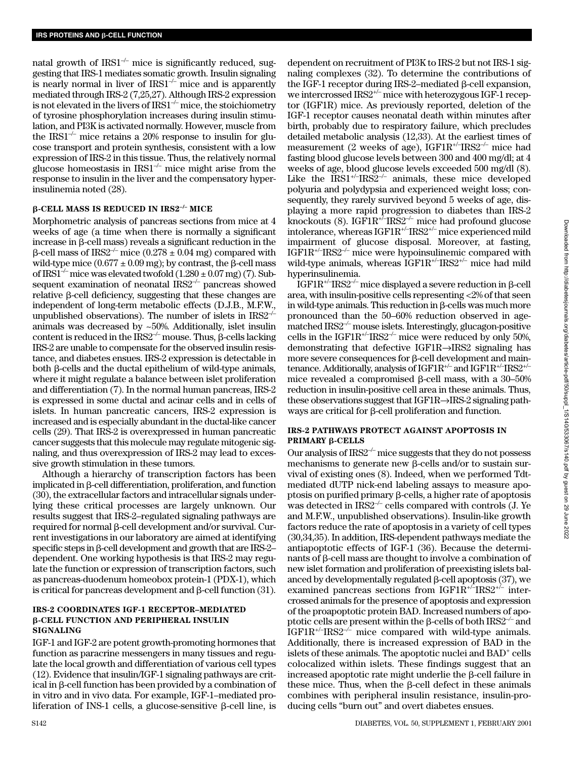natal growth of $IRS1^{-/-}$ mice is significantly reduced, suggesting that IRS-1 mediates somatic growth. Insulin signaling is nearly normal in liver of $IRS1^{-/-}$ mice and is apparently mediated through IRS-2 (7,25,27). Although IRS-2 expression is not elevated in the livers of $IRS1^{-/-}$ mice, the stoichiometry of tyrosine phosphorylation increases during insulin stimulation, and PI3K is activated normally. However, muscle from the $IRS1^{-/-}$ mice retains a 20% response to insulin for glucose transport and protein synthesis, consistent with a low expression of IRS-2 in this tissue. Thus, the relatively normal glucose homeostasis in $IRS1^{-/-}$ mice might arise from the response to insulin in the liver and the compensatory hyperinsulinemia noted (28).

## β-CELL MASS IS REDUCED IN $IRS2^{-/-}$ MICE

Morphometric analysis of pancreas sections from mice at 4 weeks of age (a time when there is normally a significant increase in β-cell mass) reveals a significant reduction in the β-cell mass of $IRS2^{-/-}$ mice (0.278 ± 0.04 mg) compared with wild-type mice (0.677 ± 0.09 mg); by contrast, the β-cell mass of $IRS1^{-/-}$ mice was elevated twofold (1.280 ± 0.07 mg) (7). Subsequent examination of neonatal $IRS2^{-/-}$ pancreas showed relative β-cell deficiency, suggesting that these changes are independent of long-term metabolic effects (D.J.B., M.F.W., unpublished observations). The number of islets in $IRS2^{-/-}$ animals was decreased by ~50%. Additionally, islet insulin content is reduced in the $IRS2^{-/-}$ mouse. Thus, β-cells lacking IRS-2 are unable to compensate for the observed insulin resistance, and diabetes ensues. IRS-2 expression is detectable in both β-cells and the ductal epithelium of wild-type animals, where it might regulate a balance between islet proliferation and differentiation (7). In the normal human pancreas, IRS-2 is expressed in some ductal and acinar cells and in cells of islets. In human pancreatic cancers, IRS-2 expression is increased and is especially abundant in the ductal-like cancer cells (29). That IRS-2 is overexpressed in human pancreatic cancer suggests that this molecule may regulate mitogenic signaling, and thus overexpression of IRS-2 may lead to excessive growth stimulation in these tumors.

Although a hierarchy of transcription factors has been implicated in β-cell differentiation, proliferation, and function (30), the extracellular factors and intracellular signals underlying these critical processes are largely unknown. Our results suggest that IRS-2–regulated signaling pathways are required for normal β-cell development and/or survival. Current investigations in our laboratory are aimed at identifying specific steps in β-cell development and growth that are IRS-2–dependent. One working hypothesis is that IRS-2 may regulate the function or expression of transcription factors, such as pancreas-duodenum homeobox protein-1 (PDX-1), which is critical for pancreas development and β-cell function (31).

## IRS-2 COORDINATES IGF-1 RECEPTOR–MEDIATED β-CELL FUNCTION AND PERIPHERAL INSULIN SIGNALING

IGF-1 and IGF-2 are potent growth-promoting hormones that function as paracrine messengers in many tissues and regulate the local growth and differentiation of various cell types (12). Evidence that insulin/IGF-1 signaling pathways are critical in β-cell function has been provided by a combination of in vitro and in vivo data. For example, IGF-1–mediated proliferation of INS-1 cells, a glucose-sensitive β-cell line, is dependent on recruitment of PI3K to IRS-2 but not IRS-1 signaling complexes (32). To determine the contributions of the IGF-1 receptor during IRS-2–mediated β-cell expansion, we intercrossed $IRS2^{+/-}$ mice with heterozygous IGF-1 receptor (IGF1R) mice. As previously reported, deletion of the IGF-1 receptor causes neonatal death within minutes after birth, probably due to respiratory failure, which precludes detailed metabolic analysis (12,33). At the earliest times of measurement (2 weeks of age), $IGF1R^{+/-}IRS2^{-/-}$ mice had fasting blood glucose levels between 300 and 400 mg/dl; at 4 weeks of age, blood glucose levels exceeded 500 mg/dl (8). Like the $IRS1^{+/-}IRS2^{-/-}$ animals, these mice developed polyuria and polydypsia and experienced weight loss; consequently, they rarely survived beyond 5 weeks of age, displaying a more rapid progression to diabetes than IRS-2 knockouts (8). $IGF1R^{+/-}IRS2^{-/-}$ mice had profound glucose intolerance, whereas $IGF1R^{+/-}IRS2^{+/-}$ mice experienced mild impairment of glucose disposal. Moreover, at fasting, $IGF1R^{+/-}IRS2^{-/-}$ mice were hypoinsulinemic compared with wild-type animals, whereas $IGF1R^{+/-}IRS2^{+/-}$ mice had mild hyperinsulinemia.

$IGF1R^{+/-}IRS2^{-/-}$ mice displayed a severe reduction in β-cell area, with insulin-positive cells representing <2% of that seen in wild-type animals. This reduction in β-cells was much more pronounced than the 50–60% reduction observed in age-matched $IRS2^{-/-}$ mouse islets. Interestingly, glucagon-positive cells in the $IGF1R^{+/-}IRS2^{-/-}$ mice were reduced by only 50%, demonstrating that defective IGF1R→IRS2 signaling has more severe consequences for β-cell development and maintenance. Additionally, analysis of $IGF1R^{+/-}$ and $IGF1R^{+/-}IRS2^{+/-}$ mice revealed a compromised β-cell mass, with a 30–50% reduction in insulin-positive cell area in these animals. Thus, these observations suggest that IGF1R→IRS-2 signaling pathways are critical for β-cell proliferation and function.

## IRS-2 PATHWAYS PROTECT AGAINST APOPTOSIS IN PRIMARY β-CELLS

Our analysis of $IRS2^{-/-}$ mice suggests that they do not possess mechanisms to generate new β-cells and/or to sustain survival of existing ones (8). Indeed, when we performed Tdt-mediated dUTP nick-end labeling assays to measure apoptosis on purified primary β-cells, a higher rate of apoptosis was detected in $IRS2^{-/-}$ cells compared with controls (J. Ye and M.F.W., unpublished observations). Insulin-like growth factors reduce the rate of apoptosis in a variety of cell types (30,34,35). In addition, IRS-dependent pathways mediate the antiapoptotic effects of IGF-1 (36). Because the determinants of β-cell mass are thought to involve a combination of new islet formation and proliferation of preexisting islets balanced by developmentally regulated β-cell apoptosis (37), we examined pancreas sections from $IGF1R^{+/-}IRS2^{+/-}$ intercrossed animals for the presence of apoptosis and expression of the proapoptotic protein BAD. Increased numbers of apoptotic cells are present within the β-cells of both $IRS2^{-/-}$ and $IGF1R^{+/-}IRS2^{-/-}$ mice compared with wild-type animals. Additionally, there is increased expression of BAD in the islets of these animals. The apoptotic nuclei and $BAD^{+}$ cells colocalized within islets. These findings suggest that an increased apoptotic rate might underlie the β-cell failure in these mice. Thus, when the β-cell defect in these animals combines with peripheral insulin resistance, insulin-producing cells "burn out" and overt diabetes ensues.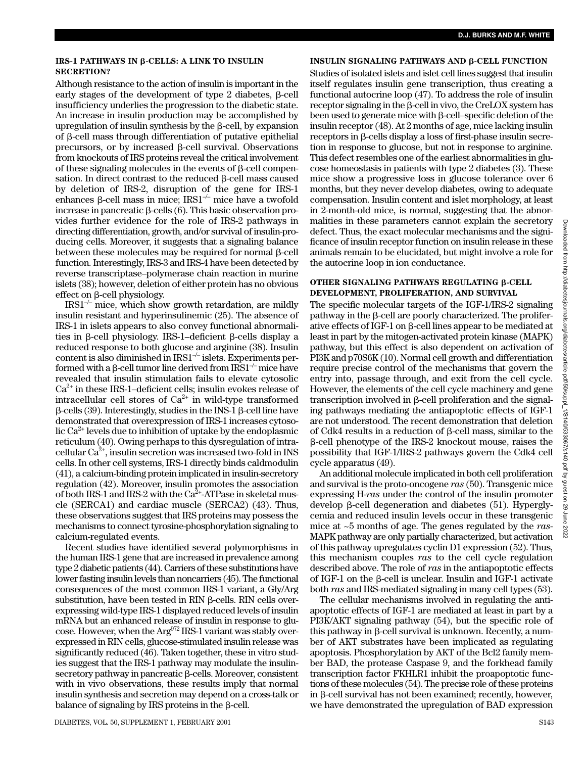### IRS-1 PATHWAYS IN β-CELLS: A LINK TO INSULIN SECRETION?

Although resistance to the action of insulin is important in the early stages of the development of type 2 diabetes, β-cell insufficiency underlies the progression to the diabetic state. An increase in insulin production may be accomplished by upregulation of insulin synthesis by the β-cell, by expansion of β-cell mass through differentiation of putative epithelial precursors, or by increased β-cell survival. Observations from knockouts of IRS proteins reveal the critical involvement of these signaling molecules in the events of β-cell compensation. In direct contrast to the reduced β-cell mass caused by deletion of IRS-2, disruption of the gene for IRS-1 enhances β-cell mass in mice; $IRS1^{-/-}$ mice have a twofold increase in pancreatic β-cells (6). This basic observation provides further evidence for the role of IRS-2 pathways in directing differentiation, growth, and/or survival of insulin-producing cells. Moreover, it suggests that a signaling balance between these molecules may be required for normal β-cell function. Interestingly, IRS-3 and IRS-4 have been detected by reverse transcriptase–polymerase chain reaction in murine islets (38); however, deletion of either protein has no obvious effect on β-cell physiology.

$IRS1^{-/-}$ mice, which show growth retardation, are mildly insulin resistant and hyperinsulinemic (25). The absence of IRS-1 in islets appears to also convey functional abnormalities in β-cell physiology. IRS-1–deficient β-cells display a reduced response to both glucose and arginine (38). Insulin content is also diminished in $IRS1^{-/-}$ islets. Experiments performed with a β-cell tumor line derived from $IRS1^{-/-}$ mice have revealed that insulin stimulation fails to elevate cytosolic $Ca^{2+}$ in these IRS-1–deficient cells; insulin evokes release of intracellular cell stores of $Ca^{2+}$ in wild-type transformed β-cells (39). Interestingly, studies in the INS-1 β-cell line have demonstrated that overexpression of IRS-1 increases cytosolic $Ca^{2+}$ levels due to inhibition of uptake by the endoplasmic reticulum (40). Owing perhaps to this dysregulation of intracellular $Ca^{2+}$, insulin secretion was increased two-fold in INS cells. In other cell systems, IRS-1 directly binds caldmodulin (41), a calcium-binding protein implicated in insulin-secretory regulation (42). Moreover, insulin promotes the association of both IRS-1 and IRS-2 with the $Ca^{2+}$-ATPase in skeletal muscle (SERCA1) and cardiac muscle (SERCA2) (43). Thus, these observations suggest that IRS proteins may possess the mechanisms to connect tyrosine-phosphorylation signaling to calcium-regulated events.

Recent studies have identified several polymorphisms in the human IRS-1 gene that are increased in prevalence among type 2 diabetic patients (44). Carriers of these substitutions have lower fasting insulin levels than noncarriers (45). The functional consequences of the most common IRS-1 variant, a Gly/Arg substitution, have been tested in RIN β-cells. RIN cells overexpressing wild-type IRS-1 displayed reduced levels of insulin mRNA but an enhanced release of insulin in response to glucose. However, when the $Arg^{972}$ IRS-1 variant was stably overexpressed in RIN cells, glucose-stimulated insulin release was significantly reduced (46). Taken together, these in vitro studies suggest that the IRS-1 pathway may modulate the insulin-secretory pathway in pancreatic β-cells. Moreover, consistent with in vivo observations, these results imply that normal insulin synthesis and secretion may depend on a cross-talk or balance of signaling by IRS proteins in the β-cell.

### INSULIN SIGNALING PATHWAYS AND β-CELL FUNCTION

Studies of isolated islets and islet cell lines suggest that insulin itself regulates insulin gene transcription, thus creating a functional autocrine loop (47). To address the role of insulin receptor signaling in the β-cell in vivo, the CreLOX system has been used to generate mice with β-cell–specific deletion of the insulin receptor (48). At 2 months of age, mice lacking insulin receptors in β-cells display a loss of first-phase insulin secretion in response to glucose, but not in response to arginine. This defect resembles one of the earliest abnormalities in glucose homeostasis in patients with type 2 diabetes (3). These mice show a progressive loss in glucose tolerance over 6 months, but they never develop diabetes, owing to adequate compensation. Insulin content and islet morphology, at least in 2-month-old mice, is normal, suggesting that the abnormalities in these parameters cannot explain the secretory defect. Thus, the exact molecular mechanisms and the significance of insulin receptor function on insulin release in these animals remain to be elucidated, but might involve a role for the autocrine loop in ion conductance.

### OTHER SIGNALING PATHWAYS REGULATING β-CELL DEVELOPMENT, PROLIFERATION, AND SURVIVAL

The specific molecular targets of the IGF-1/IRS-2 signaling pathway in the β-cell are poorly characterized. The proliferative effects of IGF-1 on β-cell lines appear to be mediated at least in part by the mitogen-activated protein kinase (MAPK) pathway, but this effect is also dependent on activation of PI3K and p70S6K (10). Normal cell growth and differentiation require precise control of the mechanisms that govern the entry into, passage through, and exit from the cell cycle. However, the elements of the cell cycle machinery and gene transcription involved in β-cell proliferation and the signaling pathways mediating the antiapoptotic effects of IGF-1 are not understood. The recent demonstration that deletion of Cdk4 results in a reduction of β-cell mass, similar to the β-cell phenotype of the IRS-2 knockout mouse, raises the possibility that IGF-1/IRS-2 pathways govern the Cdk4 cell cycle apparatus (49).

An additional molecule implicated in both cell proliferation and survival is the proto-oncogene *ras* (50). Transgenic mice expressing H-*ras* under the control of the insulin promoter develop β-cell degeneration and diabetes (51). Hyperglycemia and reduced insulin levels occur in these transgenic mice at ~5 months of age. The genes regulated by the *ras*-MAPK pathway are only partially characterized, but activation of this pathway upregulates cyclin D1 expression (52). Thus, this mechanism couples *ras* to the cell cycle regulation described above. The role of *ras* in the antiapoptotic effects of IGF-1 on the β-cell is unclear. Insulin and IGF-1 activate both *ras* and IRS-mediated signaling in many cell types (53).

The cellular mechanisms involved in regulating the antiapoptotic effects of IGF-1 are mediated at least in part by a PI3K/AKT signaling pathway (54), but the specific role of this pathway in β-cell survival is unknown. Recently, a number of AKT substrates have been implicated as regulating apoptosis. Phosphorylation by AKT of the Bcl2 family member BAD, the protease Caspase 9, and the forkhead family transcription factor FKHLR1 inhibit the proapoptotic functions of these molecules (54). The precise role of these proteins in β-cell survival has not been examined; recently, however, we have demonstrated the upregulation of BAD expression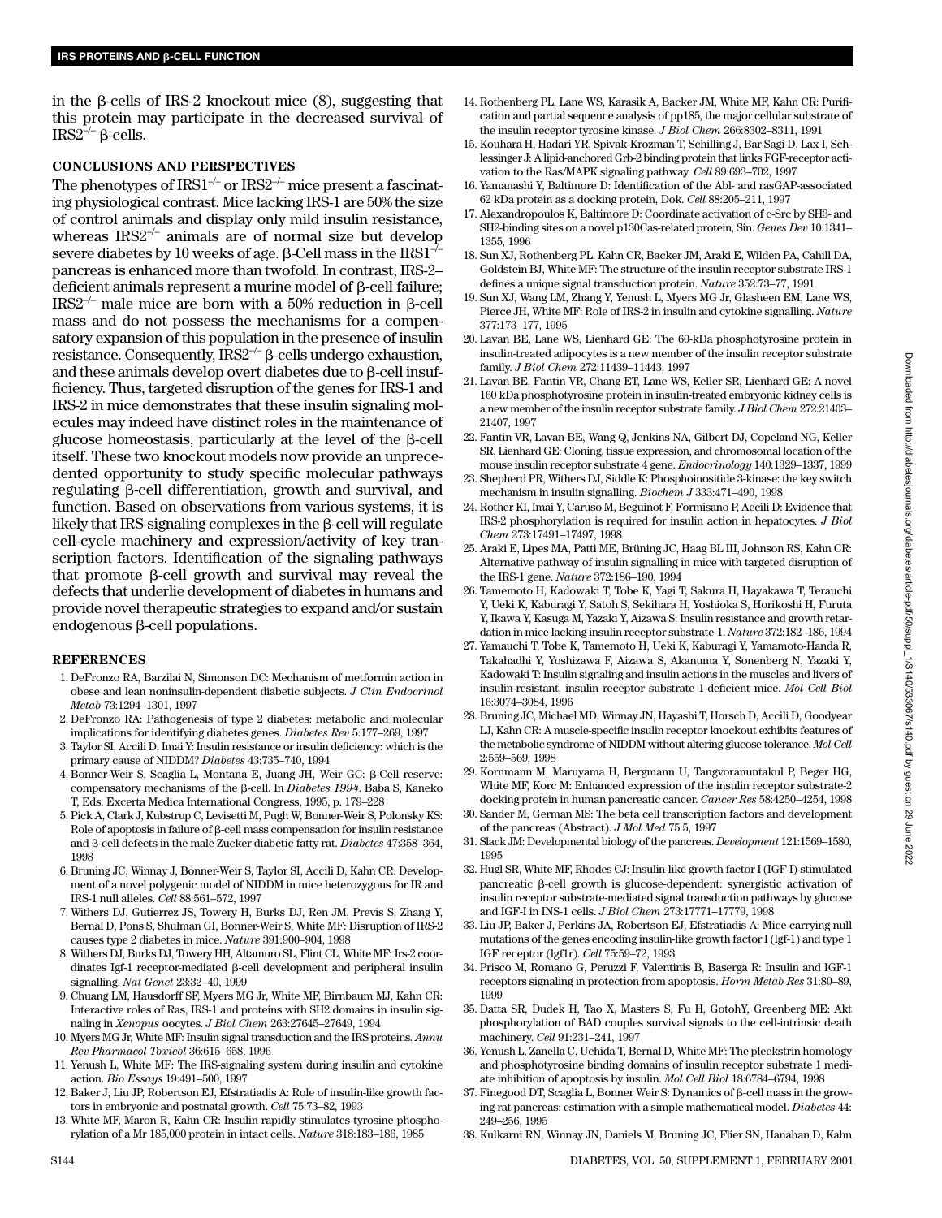in the β-cells of IRS-2 knockout mice (8), suggesting that this protein may participate in the decreased survival of $IRS2^{-/-}$ β-cells.

## CONCLUSIONS AND PERSPECTIVES

The phenotypes of $IRS1^{-/-}$ or $IRS2^{-/-}$ mice present a fascinating physiological contrast. Mice lacking IRS-1 are 50% the size of control animals and display only mild insulin resistance, whereas $IRS2^{-/-}$ animals are of normal size but develop severe diabetes by 10 weeks of age. β-Cell mass in the $IRS1^{-/-}$ pancreas is enhanced more than twofold. In contrast, IRS-2–deficient animals represent a murine model of β-cell failure; $IRS2^{-/-}$ male mice are born with a 50% reduction in β-cell mass and do not possess the mechanisms for a compensatory expansion of this population in the presence of insulin resistance. Consequently, $IRS2^{-/-}$ β-cells undergo exhaustion, and these animals develop overt diabetes due to β-cell insufficiency. Thus, targeted disruption of the genes for IRS-1 and IRS-2 in mice demonstrates that these insulin signaling molecules may indeed have distinct roles in the maintenance of glucose homeostasis, particularly at the level of the β-cell itself. These two knockout models now provide an unprecedented opportunity to study specific molecular pathways regulating β-cell differentiation, growth and survival, and function. Based on observations from various systems, it is likely that IRS-signaling complexes in the β-cell will regulate cell-cycle machinery and expression/activity of key transcription factors. Identification of the signaling pathways that promote β-cell growth and survival may reveal the defects that underlie development of diabetes in humans and provide novel therapeutic strategies to expand and/or sustain endogenous β-cell populations.

## REFERENCES

1. DeFronzo RA, Barzilai N, Simonson DC: Mechanism of metformin action in obese and lean noninsulin-dependent diabetic subjects. *J Clin Endocrinol Metab* 73:1294–1301, 1997
2. DeFronzo RA: Pathogenesis of type 2 diabetes: metabolic and molecular implications for identifying diabetes genes. *Diabetes Rev* 5:177–269, 1997
3. Taylor SI, Accili D, Imai Y: Insulin resistance or insulin deficiency: which is the primary cause of NIDDM? *Diabetes* 43:735–740, 1994
4. Bonner-Weir S, Scaglia L, Montana E, Juang JH, Weir GC: β-Cell reserve: compensatory mechanisms of the β-cell. In *Diabetes 1994*. Baba S, Kaneko T, Eds. Excerta Medica International Congress, 1995, p. 179–228
5. Pick A, Clark J, Kubstrup C, Levisetti M, Pugh W, Bonner-Weir S, Polonsky KS: Role of apoptosis in failure of β-cell mass compensation for insulin resistance and β-cell defects in the male Zucker diabetic fatty rat. *Diabetes* 47:358–364, 1998
6. Bruning JC, Winnay J, Bonner-Weir S, Taylor SI, Accili D, Kahn CR: Development of a novel polygenic model of NIDDM in mice heterozygous for IR and IRS-1 null alleles. *Cell* 88:561–572, 1997
7. Withers DJ, Gutierrez JS, Towery H, Burks DJ, Ren JM, Previs S, Zhang Y, Bernal D, Pons S, Shulman GI, Bonner-Weir S, White MF: Disruption of IRS-2 causes type 2 diabetes in mice. *Nature* 391:900–904, 1998
8. Withers DJ, Burks DJ, Towery HH, Altamuro SL, Flint CL, White MF: Irs-2 coordinates Igf-1 receptor-mediated β-cell development and peripheral insulin signalling. *Nat Genet* 23:32–40, 1999
9. Chuang LM, Hausdorff SF, Myers MG Jr, White MF, Birnbaum MJ, Kahn CR: Interactive roles of Ras, IRS-1 and proteins with SH2 domains in insulin signaling in *Xenopus* oocytes. *J Biol Chem* 263:27645–27649, 1994
10. Myers MG Jr, White MF: Insulin signal transduction and the IRS proteins. *Annu Rev Pharmacol Toxicol* 36:615–658, 1996
11. Yenush L, White MF: The IRS-signaling system during insulin and cytokine action. *Bio Essays* 19:491–500, 1997
12. Baker J, Liu JP, Robertson EJ, Efstratiadis A: Role of insulin-like growth factors in embryonic and postnatal growth. *Cell* 75:73–82, 1993
13. White MF, Maron R, Kahn CR: Insulin rapidly stimulates tyrosine phosphorylation of a Mr 185,000 protein in intact cells. *Nature* 318:183–186, 1985
14. Rothenberg PL, Lane WS, Karasik A, Backer JM, White MF, Kahn CR: Purification and partial sequence analysis of pp185, the major cellular substrate of the insulin receptor tyrosine kinase. *J Biol Chem* 266:8302–8311, 1991
15. Kouhara H, Hadari YR, Spivak-Krozman T, Schilling J, Bar-Sagi D, Lax I, Schlessinger J: A lipid-anchored Grb-2 binding protein that links FGF-receptor activation to the Ras/MAPK signaling pathway. *Cell* 89:693–702, 1997
16. Yamanashi Y, Baltimore D: Identification of the Abl- and rasGAP-associated 62 kDa protein as a docking protein, Dok. *Cell* 88:205–211, 1997
17. Alexandropoulos K, Baltimore D: Coordinate activation of c-Src by SH3- and SH2-binding sites on a novel p130Cas-related protein, Sin. *Genes Dev* 10:1341–1355, 1996
18. Sun XJ, Rothenberg PL, Kahn CR, Backer JM, Araki E, Wilden PA, Cahill DA, Goldstein BJ, White MF: The structure of the insulin receptor substrate IRS-1 defines a unique signal transduction protein. *Nature* 352:73–77, 1991
19. Sun XJ, Wang LM, Zhang Y, Yenush L, Myers MG Jr, Glasheen EM, Lane WS, Pierce JH, White MF: Role of IRS-2 in insulin and cytokine signalling. *Nature* 377:173–177, 1995
20. Lavan BE, Lane WS, Lienhard GE: The 60-kDa phosphotyrosine protein in insulin-treated adipocytes is a new member of the insulin receptor substrate family. *J Biol Chem* 272:11439–11443, 1997
21. Lavan BE, Fantin VR, Chang ET, Lane WS, Keller SR, Lienhard GE: A novel 160 kDa phosphotyrosine protein in insulin-treated embryonic kidney cells is a new member of the insulin receptor substrate family. *J Biol Chem* 272:21403–21407, 1997
22. Fantin VR, Lavan BE, Wang Q, Jenkins NA, Gilbert DJ, Copeland NG, Keller SR, Lienhard GE: Cloning, tissue expression, and chromosomal location of the mouse insulin receptor substrate 4 gene. *Endocrinology* 140:1329–1337, 1999
23. Shepherd PR, Withers DJ, Siddle K: Phosphoinositide 3-kinase: the key switch mechanism in insulin signalling. *Biochem J* 333:471–490, 1998
24. Rother KI, Imai Y, Caruso M, Beguinot F, Formisano P, Accili D: Evidence that IRS-2 phosphorylation is required for insulin action in hepatocytes. *J Biol Chem* 273:17491–17497, 1998
25. Araki E, Lipes MA, Patti ME, Brüning JC, Haag BL III, Johnson RS, Kahn CR: Alternative pathway of insulin signalling in mice with targeted disruption of the IRS-1 gene. *Nature* 372:186–190, 1994
26. Tamemoto H, Kadowaki T, Tobe K, Yagi T, Sakura H, Hayakawa T, Terauchi Y, Ueki K, Kaburagi Y, Satoh S, Sekihara H, Yoshioka S, Horikoshi H, Furuta Y, Ikawa Y, Kasuga M, Yazaki Y, Aizawa S: Insulin resistance and growth retardation in mice lacking insulin receptor substrate-1. *Nature* 372:182–186, 1994
27. Yamauchi T, Tobe K, Tamemoto H, Ueki K, Kaburagi Y, Yamamoto-Handa R, Takahadhi Y, Yoshizawa F, Aizawa S, Akanuma Y, Sonenberg N, Yazaki Y, Kadowaki T: Insulin signaling and insulin actions in the muscles and livers of insulin-resistant, insulin receptor substrate 1-deficient mice. *Mol Cell Biol* 16:3074–3084, 1996
28. Bruning JC, Michael MD, Winnay JN, Hayashi T, Horsch D, Accili D, Goodyear LJ, Kahn CR: A muscle-specific insulin receptor knockout exhibits features of the metabolic syndrome of NIDDM without altering glucose tolerance. *Mol Cell* 2:559–569, 1998
29. Kornmann M, Maruyama H, Bergmann U, Tangvoranuntakul P, Beger HG, White MF, Korc M: Enhanced expression of the insulin receptor substrate-2 docking protein in human pancreatic cancer. *Cancer Res* 58:4250–4254, 1998
30. Sander M, German MS: The beta cell transcription factors and development of the pancreas (Abstract). *J Mol Med* 75:5, 1997
31. Slack JM: Developmental biology of the pancreas. *Development* 121:1569–1580, 1995
32. Hugl SR, White MF, Rhodes CJ: Insulin-like growth factor I (IGF-I)-stimulated pancreatic β-cell growth is glucose-dependent: synergistic activation of insulin receptor substrate-mediated signal transduction pathways by glucose and IGF-I in INS-1 cells. *J Biol Chem* 273:17771–17779, 1998
33. Liu JP, Baker J, Perkins JA, Robertson EJ, Efstratiadis A: Mice carrying null mutations of the genes encoding insulin-like growth factor I (Igf-1) and type 1 IGF receptor (Igf1r). *Cell* 75:59–72, 1993
34. Prisco M, Romano G, Peruzzi F, Valentinis B, Baserga R: Insulin and IGF-1 receptors signaling in protection from apoptosis. *Horm Metab Res* 31:80–89, 1999
35. Datta SR, Dudek H, Tao X, Masters S, Fu H, GotohY, Greenberg ME: Akt phosphorylation of BAD couples survival signals to the cell-intrinsic death machinery. *Cell* 91:231–241, 1997
36. Yenush L, Zanella C, Uchida T, Bernal D, White MF: The pleckstrin homology and phosphotyrosine binding domains of insulin receptor substrate 1 mediate inhibition of apoptosis by insulin. *Mol Cell Biol* 18:6784–6794, 1998
37. Finegood DT, Scaglia L, Bonner Weir S: Dynamics of β-cell mass in the growing rat pancreas: estimation with a simple mathematical model. *Diabetes* 44: 249–256, 1995
38. Kulkarni RN, Winnay JN, Daniels M, Bruning JC, Flier SN, Hanahan D, Kahn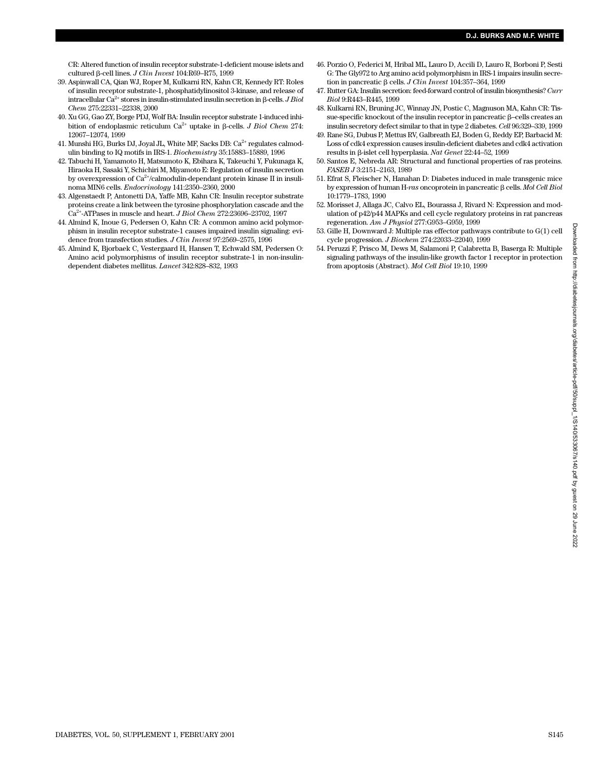CR: Altered function of insulin receptor substrate-1-deficient mouse islets and cultured β-cell lines. *J Clin Invest* 104:R69–R75, 1999

39. Aspinwall CA, Qian WJ, Roper M, Kulkarni RN, Kahn CR, Kennedy RT: Roles of insulin receptor substrate-1, phosphatidylinositol 3-kinase, and release of intracellular $Ca^{2+}$ stores in insulin-stimulated insulin secretion in β-cells. *J Biol Chem* 275:22331–22338, 2000
40. Xu GG, Gao ZY, Borge PDJ, Wolf BA: Insulin receptor substrate 1-induced inhibition of endoplasmic reticulum $Ca^{2+}$ uptake in β-cells. *J Biol Chem* 274: 12067–12074, 1999
41. Munshi HG, Burks DJ, Joyal JL, White MF, Sacks DB: $Ca^{2+}$ regulates calmodulin binding to IQ motifs in IRS-1. *Biochemistry* 35:15883–15889, 1996
42. Tabuchi H, Yamamoto H, Matsumoto K, Ebihara K, Takeuchi Y, Fukunaga K, Hiraoka H, Sasaki Y, Schichiri M, Miyamoto E: Regulation of insulin secretion by overexpression of $Ca^{2+}$/calmodulin-dependant protein kinase II in insulinoma MIN6 cells. *Endocrinology* 141:2350–2360, 2000
43. Algenstaedt P, Antonetti DA, Yaffe MB, Kahn CR: Insulin receptor substrate proteins create a link between the tyrosine phosphorylation cascade and the $Ca^{2+}$-ATPases in muscle and heart. *J Biol Chem* 272:23696–23702, 1997
44. Almind K, Inoue G, Pedersen O, Kahn CR: A common amino acid polymorphism in insulin receptor substrate-1 causes impaired insulin signaling: evidence from transfection studies. *J Clin Invest* 97:2569–2575, 1996
45. Almind K, Bjorbaek C, Vestergaard H, Hansen T, Echwald SM, Pedersen O: Amino acid polymorphisms of insulin receptor substrate-1 in non-insulin-dependent diabetes mellitus. *Lancet* 342:828–832, 1993
46. Porzio O, Federici M, Hribal ML, Lauro D, Accili D, Lauro R, Borboni P, Sesti G: The Gly972 to Arg amino acid polymorphism in IRS-1 impairs insulin secretion in pancreatic β cells. *J Clin Invest* 104:357–364, 1999
47. Rutter GA: Insulin secretion: feed-forward control of insulin biosynthesis? *Curr Biol* 9:R443–R445, 1999
48. Kulkarni RN, Bruning JC, Winnay JN, Postic C, Magnuson MA, Kahn CR: Tissue-specific knockout of the insulin receptor in pancreatic β–cells creates an insulin secretory defect similar to that in type 2 diabetes. *Cell* 96:329–339, 1999
49. Rane SG, Dubus P, Mettus RV, Galbreath EJ, Boden G, Reddy EP, Barbacid M: Loss of cdk4 expression causes insulin-deficient diabetes and cdk4 activation results in β-islet cell hyperplasia. *Nat Genet* 22:44–52, 1999
50. Santos E, Nebreda AR: Structural and functional properties of ras proteins. *FASEB J* 3:2151–2163, 1989
51. Efrat S, Fleischer N, Hanahan D: Diabetes induced in male transgenic mice by expression of human H-*ras* oncoprotein in pancreatic β cells. *Mol Cell Biol* 10:1779–1783, 1990
52. Morisset J, Allaga JC, Calvo EL, Bourassa J, Rivard N: Expression and modulation of p42/p44 MAPKs and cell cycle regulatory proteins in rat pancreas regeneration. *Am J Physiol* 277:G953–G959, 1999
53. Gille H, Downward J: Multiple ras effector pathways contribute to G(1) cell cycle progression. *J Biochem* 274:22033–22040, 1999
54. Peruzzi F, Prisco M, Dews M, Salamoni P, Calabretta B, Baserga R: Multiple signaling pathways of the insulin-like growth factor 1 receptor in protection from apoptosis (Abstract). *Mol Cell Biol* 19:10, 1999